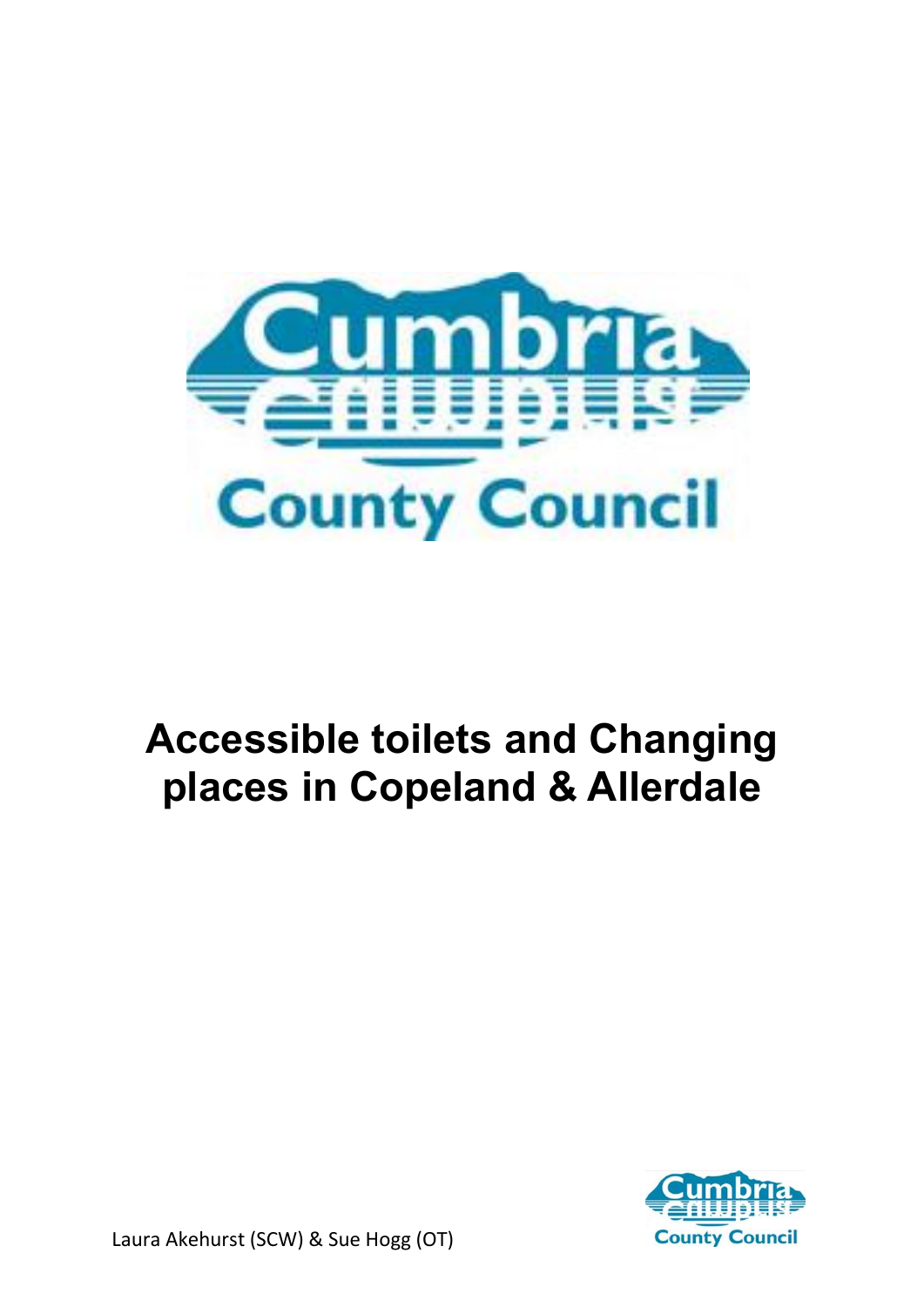# Accessible toilets and Changing places in Copeland & Allerdale

Laura Akehurst (SCW) & Sue Hogg (OT)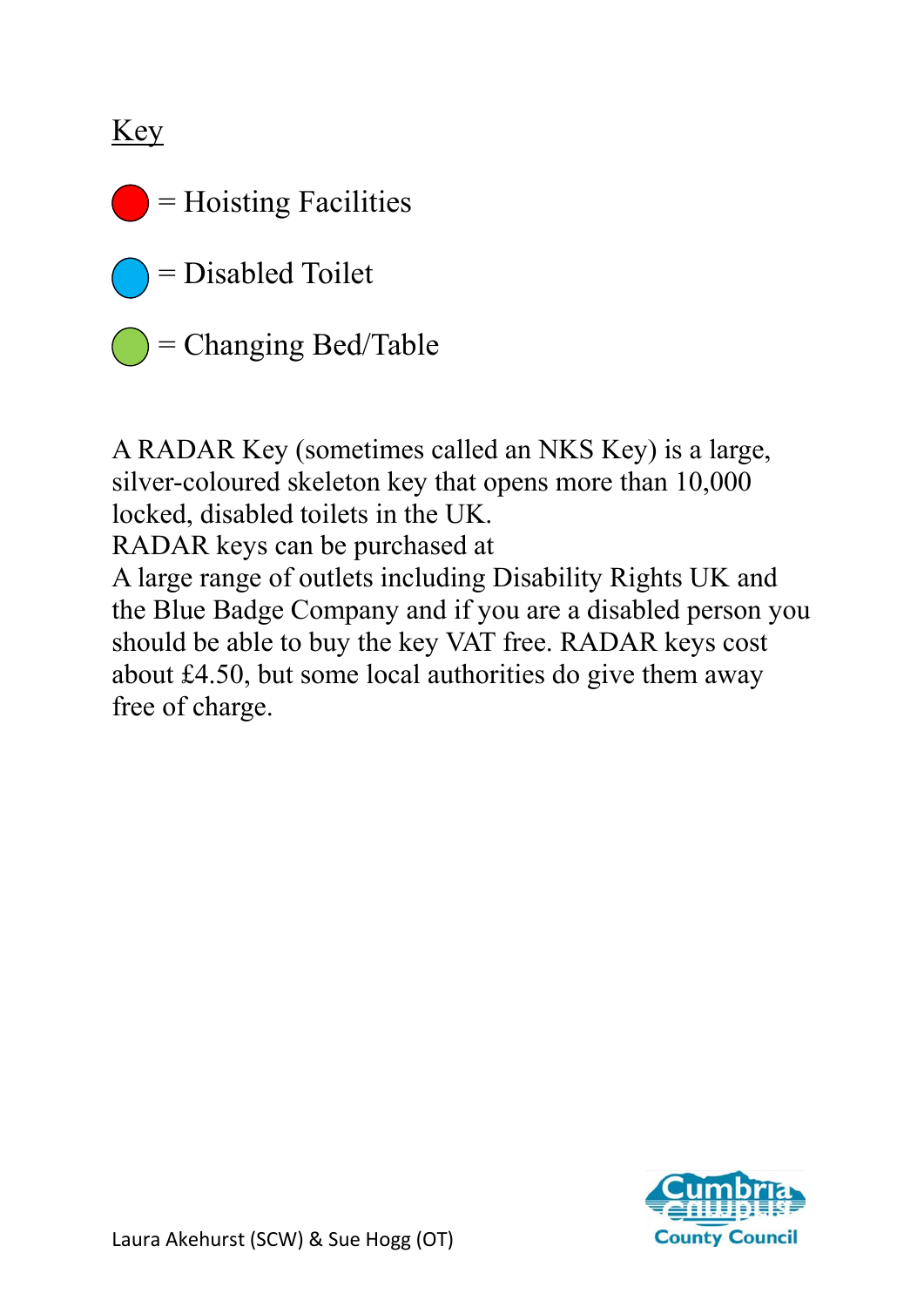Key

🔴 = Hoisting Facilities

🔵 = Disabled Toilet

🟢 = Changing Bed/Table

A RADAR Key (sometimes called an NKS Key) is a large, silver-coloured skeleton key that opens more than 10,000 locked, disabled toilets in the UK.
RADAR keys can be purchased at
A large range of outlets including Disability Rights UK and the Blue Badge Company and if you are a disabled person you should be able to buy the key VAT free. RADAR keys cost about £4.50, but some local authorities do give them away free of charge.

Laura Akehurst (SCW) & Sue Hogg (OT)

Cumbria County Council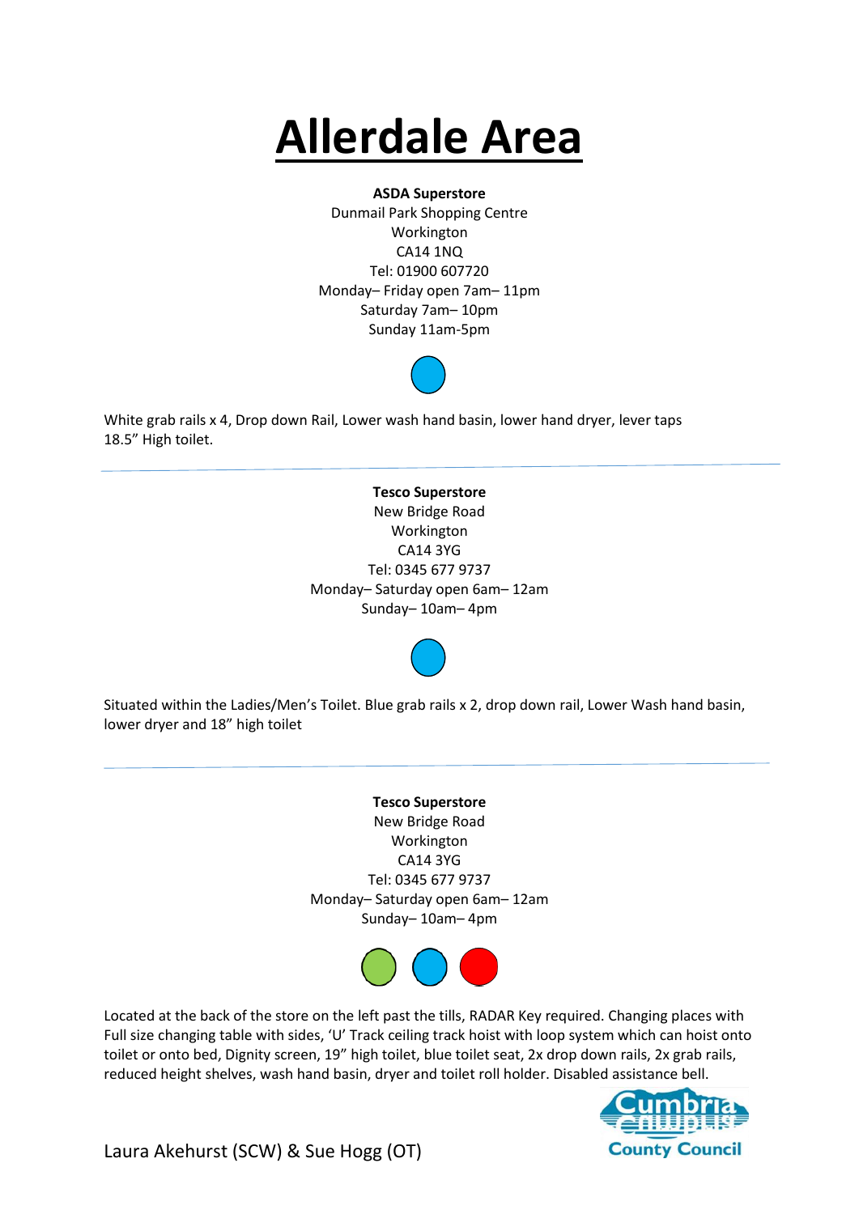# Allerdale Area

**ASDA Superstore**
Dunmail Park Shopping Centre
Workington
CA14 1NQ
Tel: 01900 607720
Monday– Friday open 7am– 11pm
Saturday 7am– 10pm
Sunday 11am-5pm

White grab rails x 4, Drop down Rail, Lower wash hand basin, lower hand dryer, lever taps 18.5" High toilet.

---

**Tesco Superstore**
New Bridge Road
Workington
CA14 3YG
Tel: 0345 677 9737
Monday– Saturday open 6am– 12am
Sunday– 10am– 4pm

Situated within the Ladies/Men's Toilet. Blue grab rails x 2, drop down rail, Lower Wash hand basin, lower dryer and 18" high toilet

---

**Tesco Superstore**
New Bridge Road
Workington
CA14 3YG
Tel: 0345 677 9737
Monday– Saturday open 6am– 12am
Sunday– 10am– 4pm

Located at the back of the store on the left past the tills, RADAR Key required. Changing places with Full size changing table with sides, 'U' Track ceiling track hoist with loop system which can hoist onto toilet or onto bed, Dignity screen, 19" high toilet, blue toilet seat, 2x drop down rails, 2x grab rails, reduced height shelves, wash hand basin, dryer and toilet roll holder. Disabled assistance bell.

Laura Akehurst (SCW) & Sue Hogg (OT)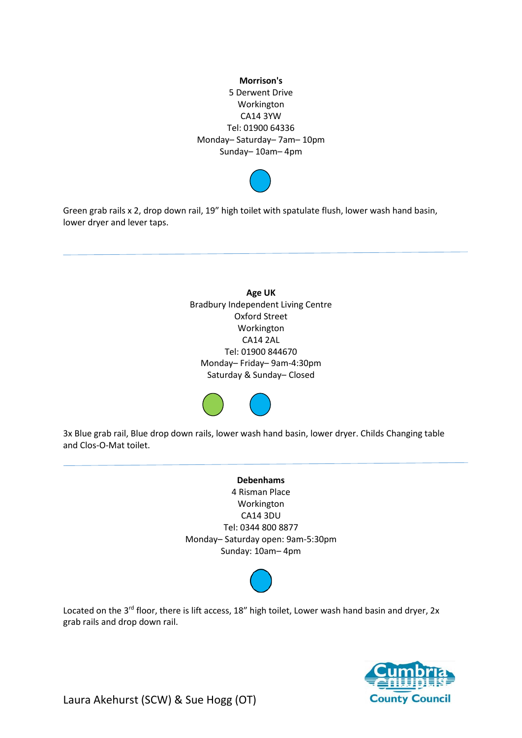**Morrison's**
5 Derwent Drive
Workington
CA14 3YW
Tel: 01900 64336
Monday– Saturday– 7am– 10pm
Sunday– 10am– 4pm

Green grab rails x 2, drop down rail, 19" high toilet with spatulate flush, lower wash hand basin, lower dryer and lever taps.

---

**Age UK**
Bradbury Independent Living Centre
Oxford Street
Workington
CA14 2AL
Tel: 01900 844670
Monday– Friday– 9am-4:30pm
Saturday & Sunday– Closed

3x Blue grab rail, Blue drop down rails, lower wash hand basin, lower dryer. Childs Changing table and Clos-O-Mat toilet.

---

**Debenhams**
4 Risman Place
Workington
CA14 3DU
Tel: 0344 800 8877
Monday– Saturday open: 9am-5:30pm
Sunday: 10am– 4pm

Located on the 3rd floor, there is lift access, 18" high toilet, Lower wash hand basin and dryer, 2x grab rails and drop down rail.

Laura Akehurst (SCW) & Sue Hogg (OT)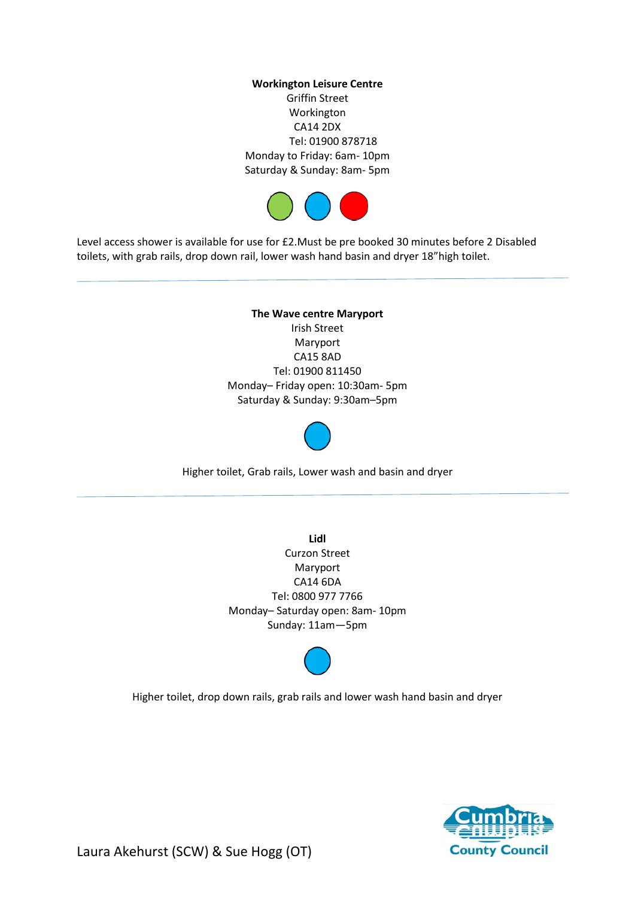**Workington Leisure Centre**
Griffin Street
Workington
CA14 2DX
Tel: 01900 878718
Monday to Friday: 6am- 10pm
Saturday & Sunday: 8am- 5pm

Level access shower is available for use for £2.Must be pre booked 30 minutes before 2 Disabled toilets, with grab rails, drop down rail, lower wash hand basin and dryer 18"high toilet.

---

**The Wave centre Maryport**
Irish Street
Maryport
CA15 8AD
Tel: 01900 811450
Monday– Friday open: 10:30am- 5pm
Saturday & Sunday: 9:30am–5pm

Higher toilet, Grab rails, Lower wash and basin and dryer

---

**Lidl**
Curzon Street
Maryport
CA14 6DA
Tel: 0800 977 7766
Monday– Saturday open: 8am- 10pm
Sunday: 11am—5pm

Higher toilet, drop down rails, grab rails and lower wash hand basin and dryer

Laura Akehurst (SCW) & Sue Hogg (OT)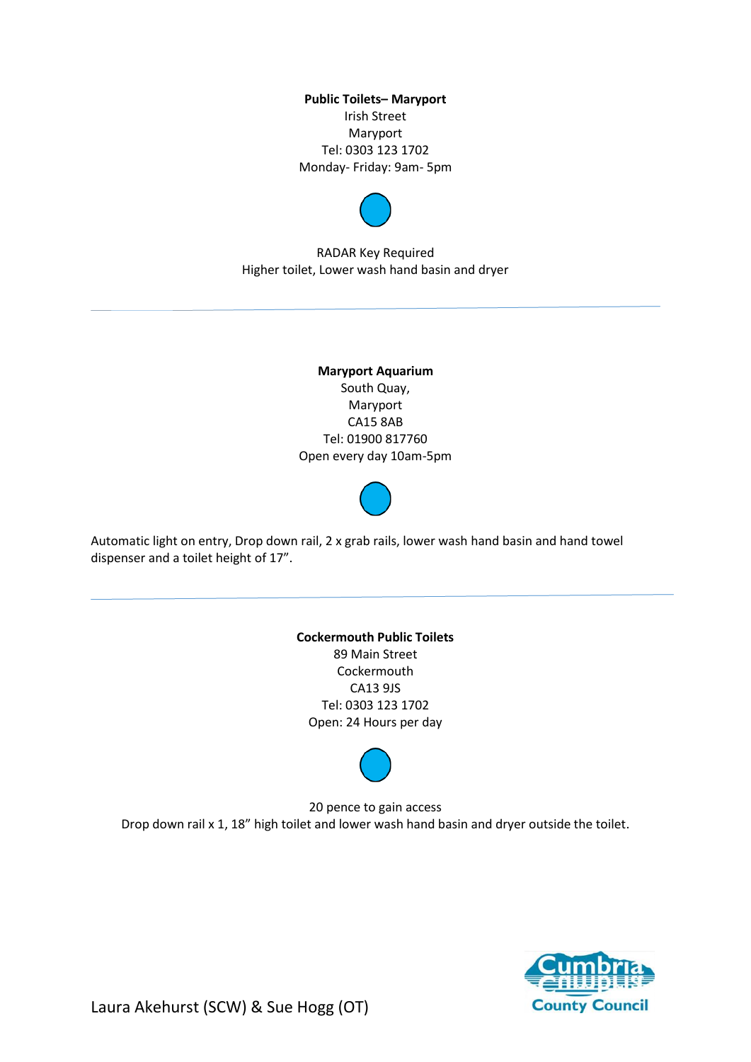**Public Toilets– Maryport**
Irish Street
Maryport
Tel: 0303 123 1702
Monday- Friday: 9am- 5pm

RADAR Key Required
Higher toilet, Lower wash hand basin and dryer

---

**Maryport Aquarium**
South Quay,
Maryport
CA15 8AB
Tel: 01900 817760
Open every day 10am-5pm

Automatic light on entry, Drop down rail, 2 x grab rails, lower wash hand basin and hand towel dispenser and a toilet height of 17”.

---

**Cockermouth Public Toilets**
89 Main Street
Cockermouth
CA13 9JS
Tel: 0303 123 1702
Open: 24 Hours per day

20 pence to gain access
Drop down rail x 1, 18” high toilet and lower wash hand basin and dryer outside the toilet.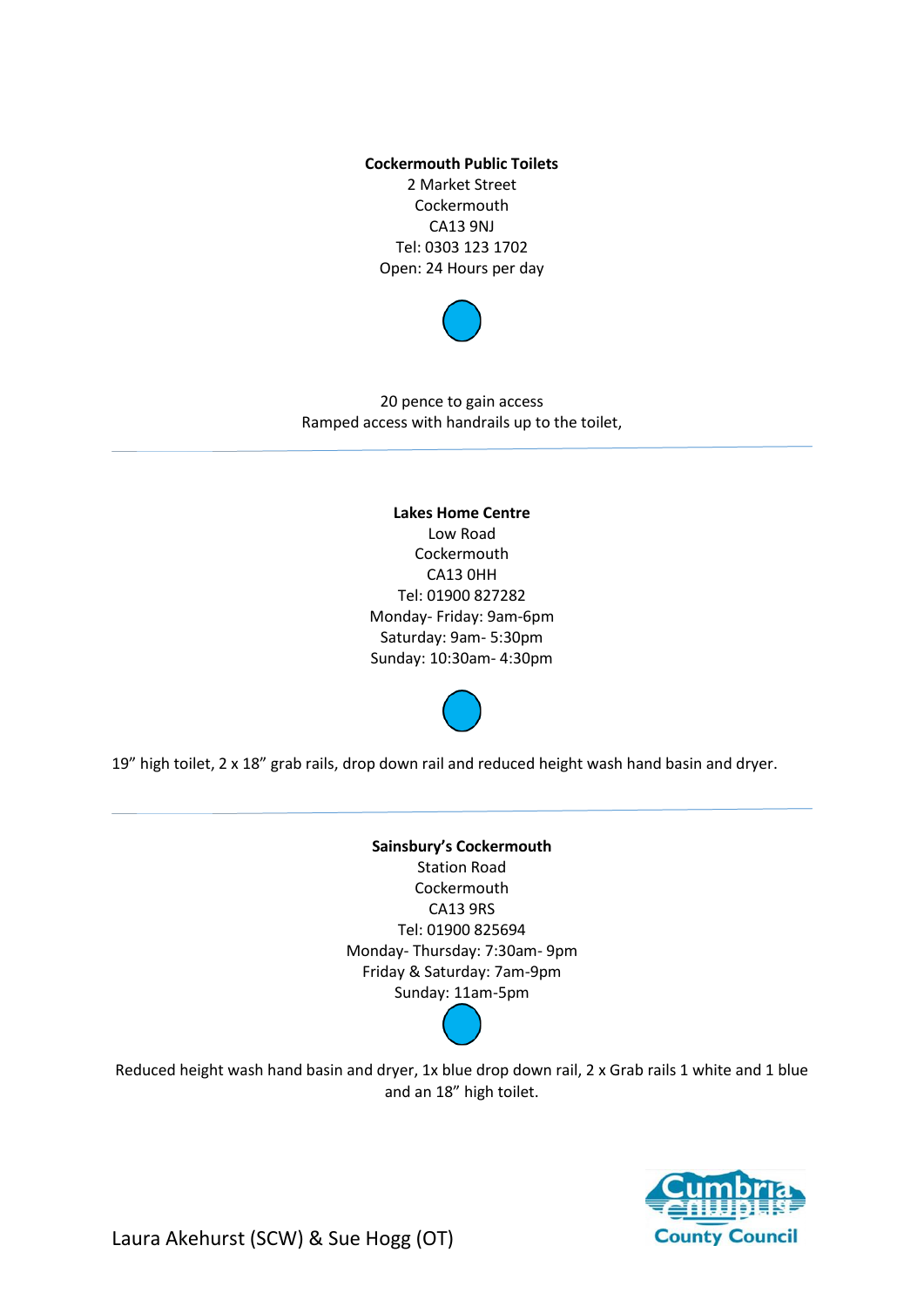**Cockermouth Public Toilets**
2 Market Street
Cockermouth
CA13 9NJ
Tel: 0303 123 1702
Open: 24 Hours per day

20 pence to gain access
Ramped access with handrails up to the toilet,

---

**Lakes Home Centre**
Low Road
Cockermouth
CA13 0HH
Tel: 01900 827282
Monday- Friday: 9am-6pm
Saturday: 9am- 5:30pm
Sunday: 10:30am- 4:30pm

19" high toilet, 2 x 18" grab rails, drop down rail and reduced height wash hand basin and dryer.

---

**Sainsbury's Cockermouth**
Station Road
Cockermouth
CA13 9RS
Tel: 01900 825694
Monday- Thursday: 7:30am- 9pm
Friday & Saturday: 7am-9pm
Sunday: 11am-5pm

Reduced height wash hand basin and dryer, 1x blue drop down rail, 2 x Grab rails 1 white and 1 blue and an 18" high toilet.

Laura Akehurst (SCW) & Sue Hogg (OT)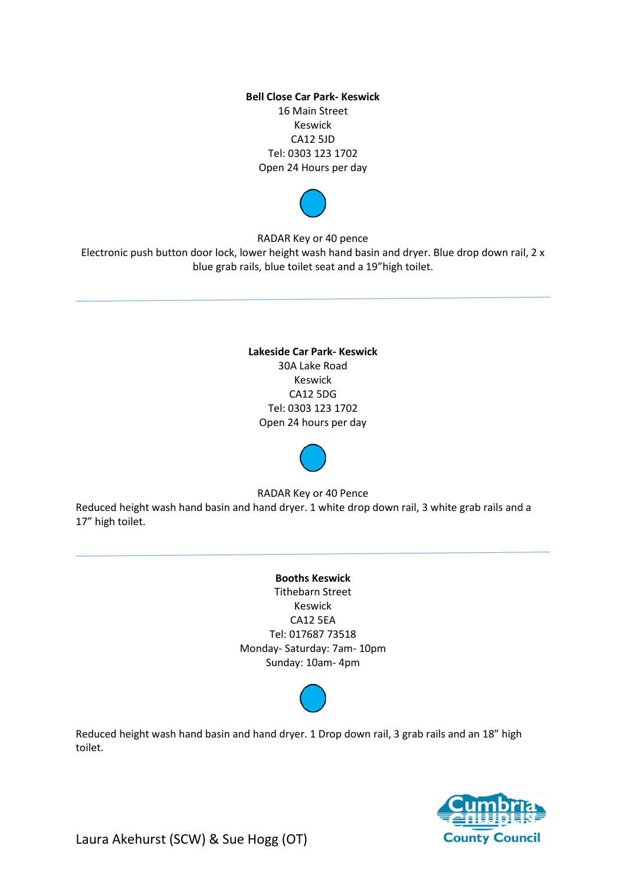**Bell Close Car Park- Keswick**
16 Main Street
Keswick
CA12 5JD
Tel: 0303 123 1702
Open 24 Hours per day

RADAR Key or 40 pence
Electronic push button door lock, lower height wash hand basin and dryer. Blue drop down rail, 2 x blue grab rails, blue toilet seat and a 19”high toilet.

---

**Lakeside Car Park- Keswick**
30A Lake Road
Keswick
CA12 5DG
Tel: 0303 123 1702
Open 24 hours per day

RADAR Key or 40 Pence
Reduced height wash hand basin and hand dryer. 1 white drop down rail, 3 white grab rails and a 17” high toilet.

---

**Booths Keswick**
Tithebarn Street
Keswick
CA12 5EA
Tel: 017687 73518
Monday- Saturday: 7am- 10pm
Sunday: 10am- 4pm

Reduced height wash hand basin and hand dryer. 1 Drop down rail, 3 grab rails and an 18” high toilet.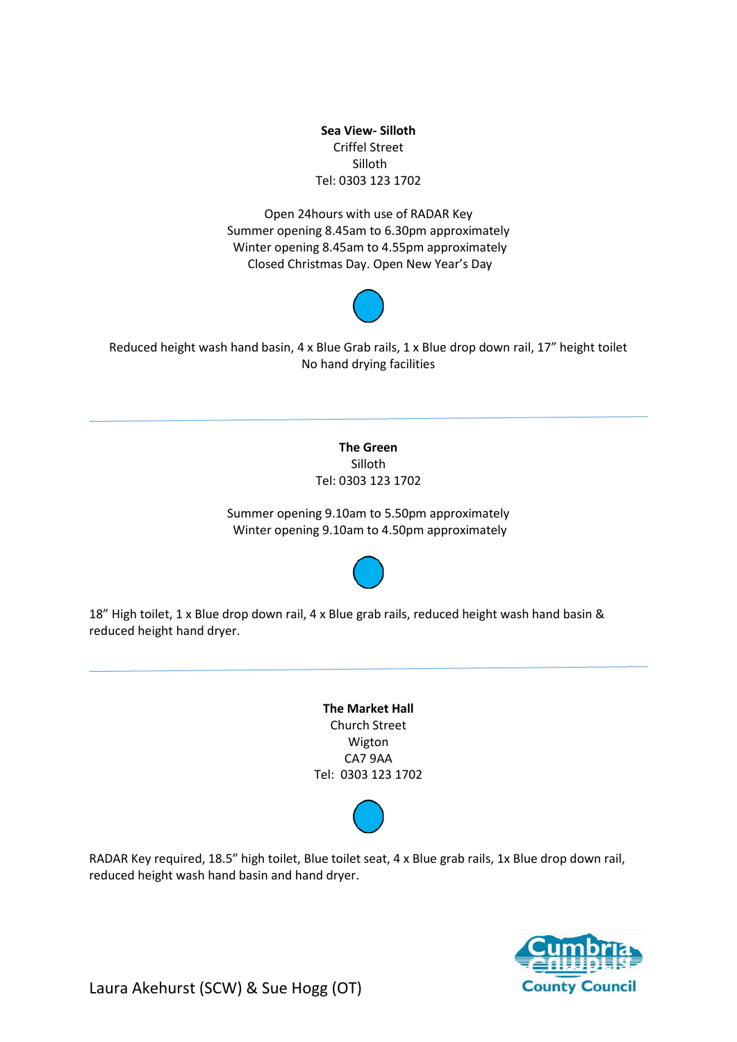**Sea View- Silloth**
Criffel Street
Silloth
Tel: 0303 123 1702

Open 24hours with use of RADAR Key
Summer opening 8.45am to 6.30pm approximately
Winter opening 8.45am to 4.55pm approximately
Closed Christmas Day. Open New Year's Day

Reduced height wash hand basin, 4 x Blue Grab rails, 1 x Blue drop down rail, 17" height toilet
No hand drying facilities

---

**The Green**
Silloth
Tel: 0303 123 1702

Summer opening 9.10am to 5.50pm approximately
Winter opening 9.10am to 4.50pm approximately

18" High toilet, 1 x Blue drop down rail, 4 x Blue grab rails, reduced height wash hand basin & reduced height hand dryer.

---

**The Market Hall**
Church Street
Wigton
CA7 9AA
Tel: 0303 123 1702

RADAR Key required, 18.5" high toilet, Blue toilet seat, 4 x Blue grab rails, 1x Blue drop down rail, reduced height wash hand basin and hand dryer.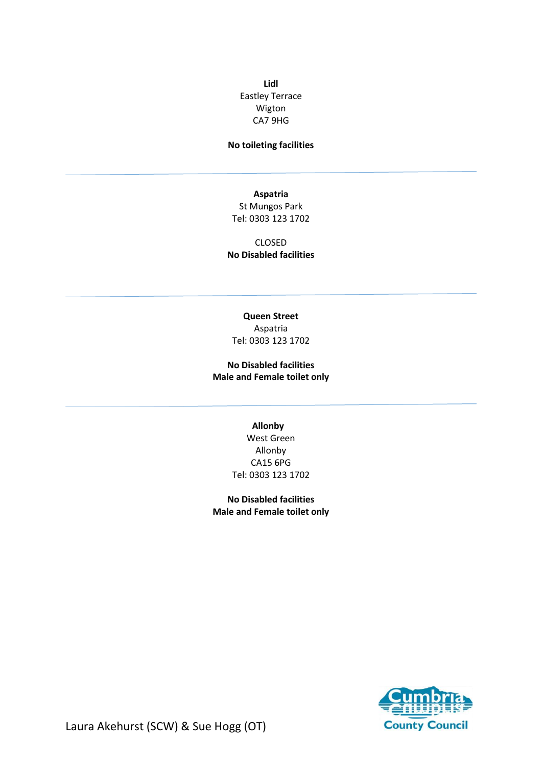**Lidl**
Eastley Terrace
Wigton
CA7 9HG

**No toileting facilities**

---

**Aspatria**
St Mungos Park
Tel: 0303 123 1702

CLOSED
**No Disabled facilities**

---

**Queen Street**
Aspatria
Tel: 0303 123 1702

**No Disabled facilities**
**Male and Female toilet only**

---

**Allonby**
West Green
Allonby
CA15 6PG
Tel: 0303 123 1702

**No Disabled facilities**
**Male and Female toilet only**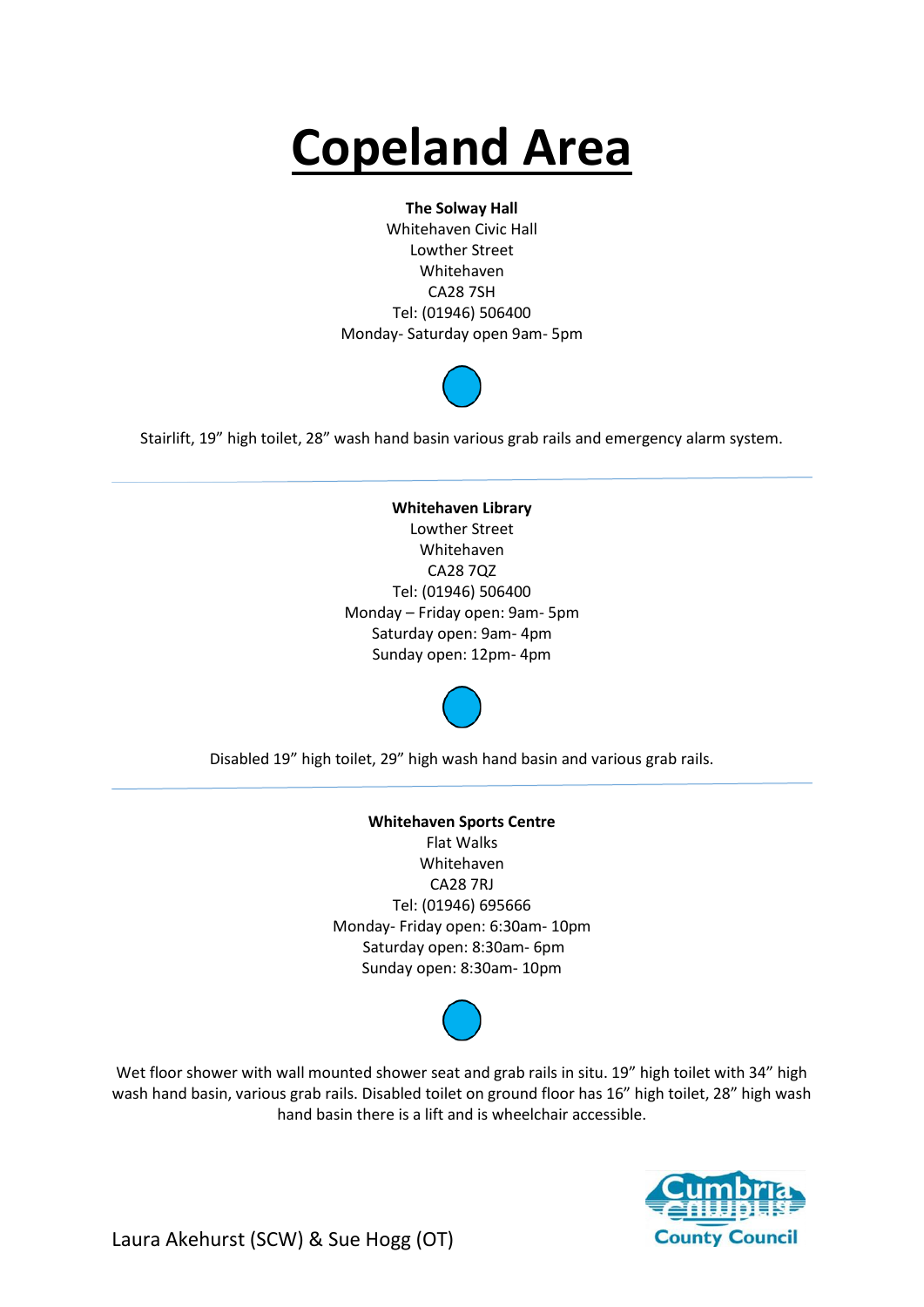# Copeland Area

**The Solway Hall**
Whitehaven Civic Hall
Lowther Street
Whitehaven
CA28 7SH
Tel: (01946) 506400
Monday- Saturday open 9am- 5pm

Stairlift, 19" high toilet, 28" wash hand basin various grab rails and emergency alarm system.

---

**Whitehaven Library**
Lowther Street
Whitehaven
CA28 7QZ
Tel: (01946) 506400
Monday – Friday open: 9am- 5pm
Saturday open: 9am- 4pm
Sunday open: 12pm- 4pm

Disabled 19" high toilet, 29" high wash hand basin and various grab rails.

---

**Whitehaven Sports Centre**
Flat Walks
Whitehaven
CA28 7RJ
Tel: (01946) 695666
Monday- Friday open: 6:30am- 10pm
Saturday open: 8:30am- 6pm
Sunday open: 8:30am- 10pm

Wet floor shower with wall mounted shower seat and grab rails in situ. 19" high toilet with 34" high wash hand basin, various grab rails. Disabled toilet on ground floor has 16" high toilet, 28" high wash hand basin there is a lift and is wheelchair accessible.

Laura Akehurst (SCW) & Sue Hogg (OT)

Cumbria County Council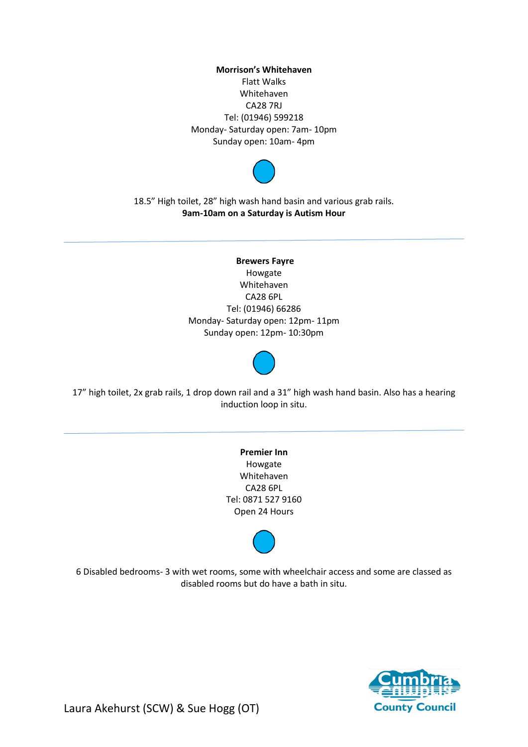**Morrison's Whitehaven**
Flatt Walks
Whitehaven
CA28 7RJ
Tel: (01946) 599218
Monday- Saturday open: 7am- 10pm
Sunday open: 10am- 4pm

18.5" High toilet, 28" high wash hand basin and various grab rails.
**9am-10am on a Saturday is Autism Hour**

---

**Brewers Fayre**
Howgate
Whitehaven
CA28 6PL
Tel: (01946) 66286
Monday- Saturday open: 12pm- 11pm
Sunday open: 12pm- 10:30pm

17" high toilet, 2x grab rails, 1 drop down rail and a 31" high wash hand basin. Also has a hearing induction loop in situ.

---

**Premier Inn**
Howgate
Whitehaven
CA28 6PL
Tel: 0871 527 9160
Open 24 Hours

6 Disabled bedrooms- 3 with wet rooms, some with wheelchair access and some are classed as disabled rooms but do have a bath in situ.

Laura Akehurst (SCW) & Sue Hogg (OT)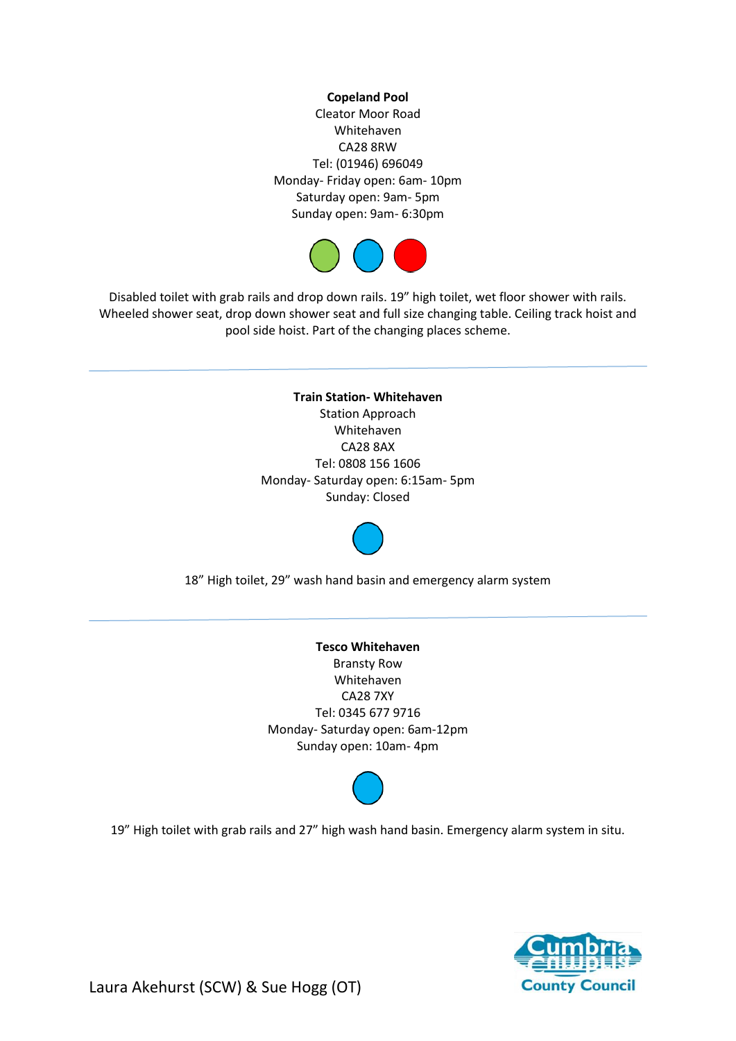**Copeland Pool**
Cleator Moor Road
Whitehaven
CA28 8RW
Tel: (01946) 696049
Monday- Friday open: 6am- 10pm
Saturday open: 9am- 5pm
Sunday open: 9am- 6:30pm

Disabled toilet with grab rails and drop down rails. 19" high toilet, wet floor shower with rails. Wheeled shower seat, drop down shower seat and full size changing table. Ceiling track hoist and pool side hoist. Part of the changing places scheme.

---

**Train Station- Whitehaven**
Station Approach
Whitehaven
CA28 8AX
Tel: 0808 156 1606
Monday- Saturday open: 6:15am- 5pm
Sunday: Closed

18" High toilet, 29" wash hand basin and emergency alarm system

---

**Tesco Whitehaven**
Bransty Row
Whitehaven
CA28 7XY
Tel: 0345 677 9716
Monday- Saturday open: 6am-12pm
Sunday open: 10am- 4pm

19" High toilet with grab rails and 27" high wash hand basin. Emergency alarm system in situ.

Laura Akehurst (SCW) & Sue Hogg (OT)

Cumbria County Council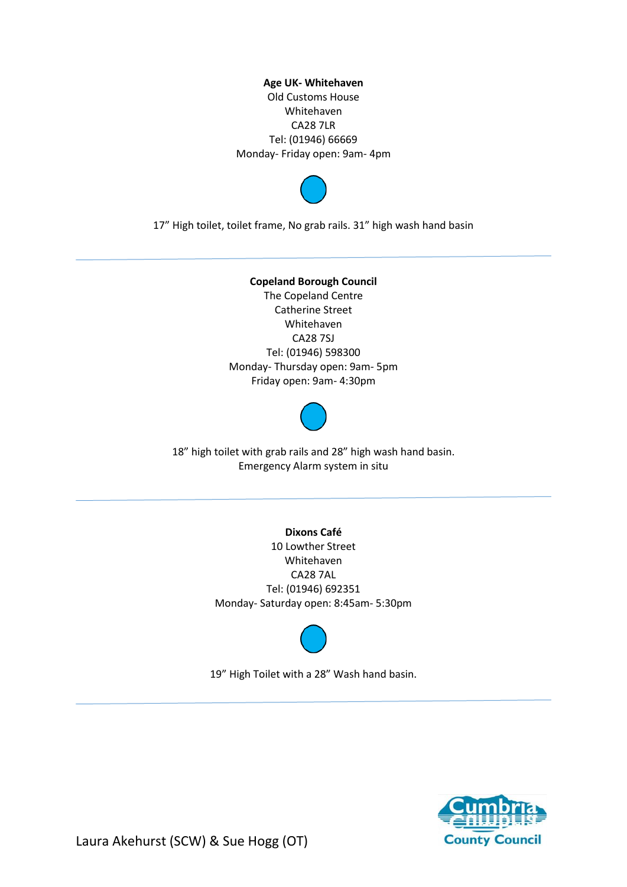**Age UK- Whitehaven**
Old Customs House
Whitehaven
CA28 7LR
Tel: (01946) 66669
Monday- Friday open: 9am- 4pm

17" High toilet, toilet frame, No grab rails. 31" high wash hand basin

---

**Copeland Borough Council**
The Copeland Centre
Catherine Street
Whitehaven
CA28 7SJ
Tel: (01946) 598300
Monday- Thursday open: 9am- 5pm
Friday open: 9am- 4:30pm

18" high toilet with grab rails and 28" high wash hand basin.
Emergency Alarm system in situ

---

**Dixons Café**
10 Lowther Street
Whitehaven
CA28 7AL
Tel: (01946) 692351
Monday- Saturday open: 8:45am- 5:30pm

19" High Toilet with a 28" Wash hand basin.

---

Laura Akehurst (SCW) & Sue Hogg (OT)

Cumbria County Council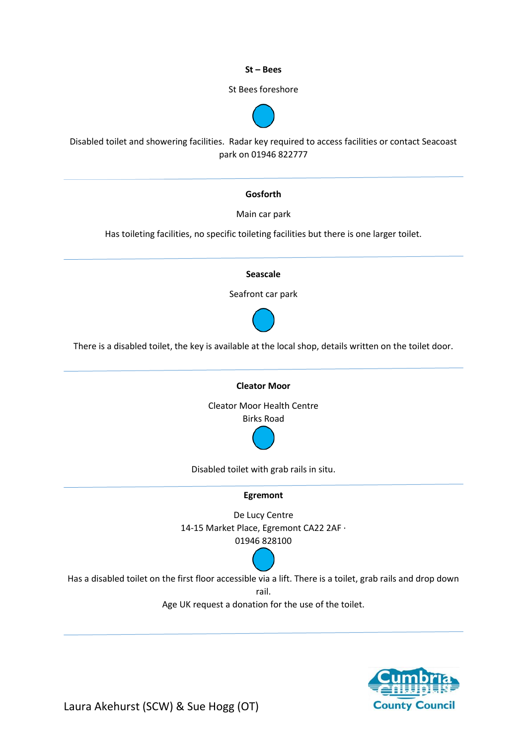**St – Bees**

St Bees foreshore

Disabled toilet and showering facilities. Radar key required to access facilities or contact Seacoast park on 01946 822777

---

**Gosforth**

Main car park

Has toileting facilities, no specific toileting facilities but there is one larger toilet.

---

**Seascale**

Seafront car park

There is a disabled toilet, the key is available at the local shop, details written on the toilet door.

---

**Cleator Moor**

Cleator Moor Health Centre
Birks Road

Disabled toilet with grab rails in situ.

---

**Egremont**

De Lucy Centre
14-15 Market Place, Egremont CA22 2AF ·
01946 828100

Has a disabled toilet on the first floor accessible via a lift. There is a toilet, grab rails and drop down rail.
Age UK request a donation for the use of the toilet.

---

Laura Akehurst (SCW) & Sue Hogg (OT)

Cumbria County Council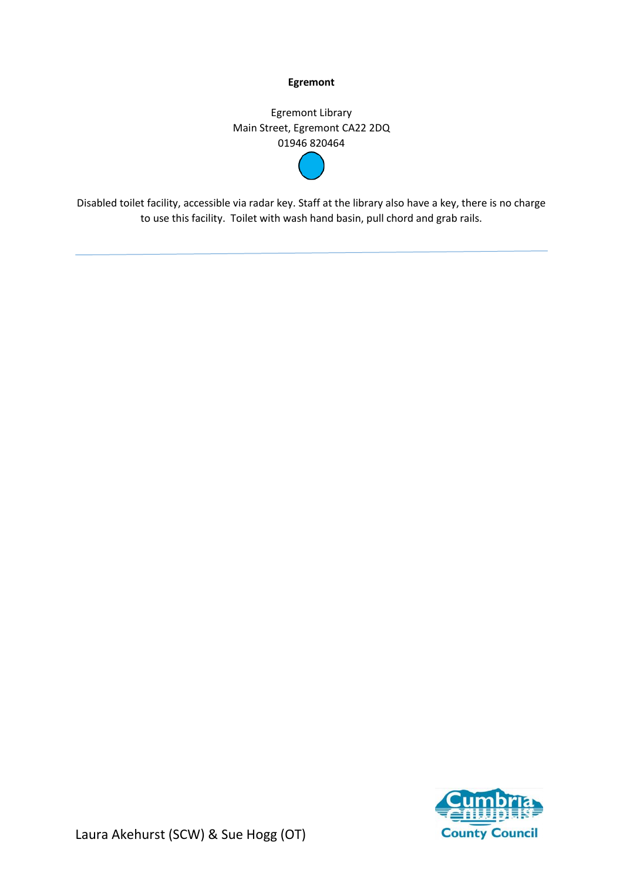**Egremont**

Egremont Library
Main Street, Egremont CA22 2DQ
01946 820464

Disabled toilet facility, accessible via radar key. Staff at the library also have a key, there is no charge to use this facility. Toilet with wash hand basin, pull chord and grab rails.

---

Laura Akehurst (SCW) & Sue Hogg (OT)

Cumbria County Council